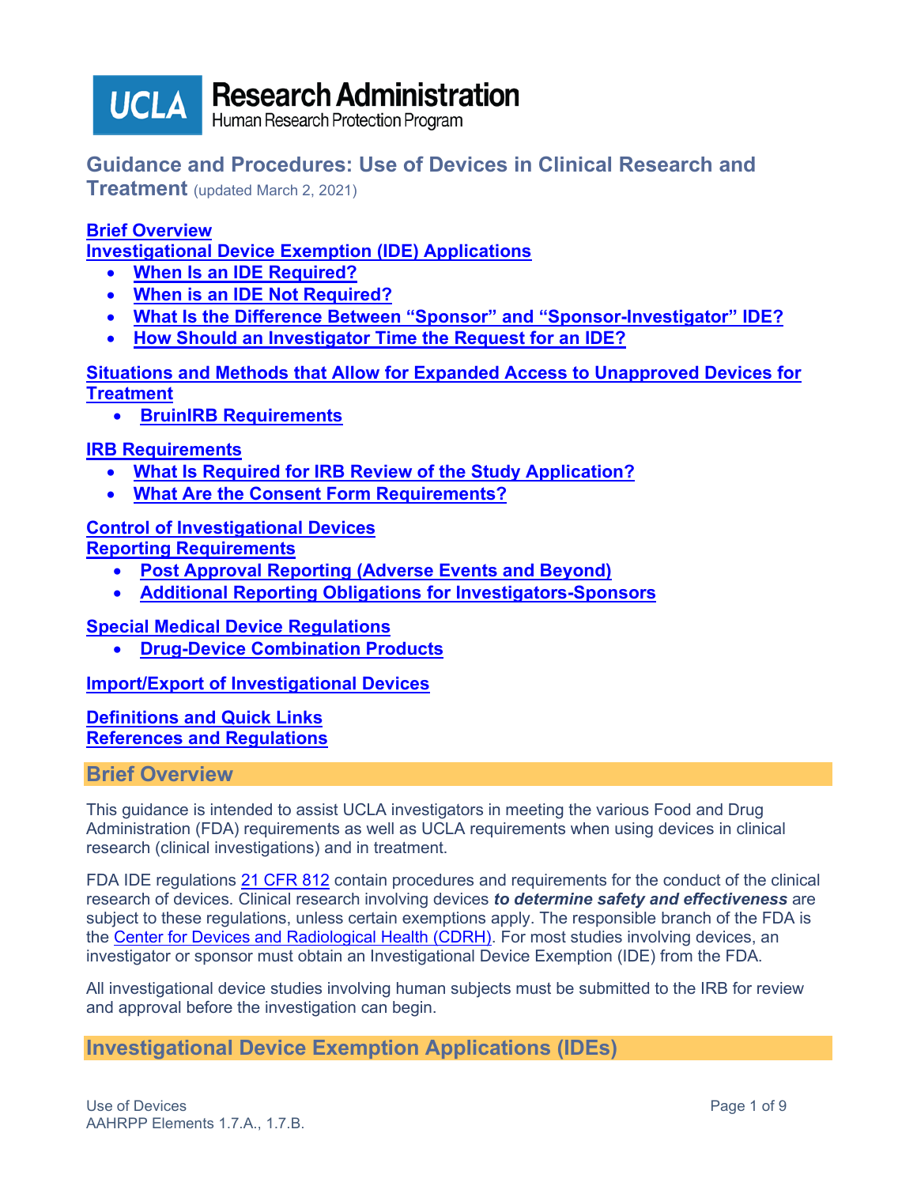**UCLA Research Administration**
Human Research Protection Program

# Guidance and Procedures: Use of Devices in Clinical Research and Treatment (updated March 2, 2021)

**[Brief Overview](#brief-overview)**
**[Investigational Device Exemption (IDE) Applications](#investigational-device-exemption-applications-ides)**

- **When Is an IDE Required?**
- **When is an IDE Not Required?**
- **What Is the Difference Between "Sponsor" and "Sponsor-Investigator" IDE?**
- **How Should an Investigator Time the Request for an IDE?**

**Situations and Methods that Allow for Expanded Access to Unapproved Devices for Treatment**

- **BruinIRB Requirements**

**IRB Requirements**

- **What Is Required for IRB Review of the Study Application?**
- **What Are the Consent Form Requirements?**

**Control of Investigational Devices**
**Reporting Requirements**

- **Post Approval Reporting (Adverse Events and Beyond)**
- **Additional Reporting Obligations for Investigators-Sponsors**

**Special Medical Device Regulations**

- **Drug-Device Combination Products**

**Import/Export of Investigational Devices**

**Definitions and Quick Links**
**References and Regulations**

## Brief Overview

This guidance is intended to assist UCLA investigators in meeting the various Food and Drug Administration (FDA) requirements as well as UCLA requirements when using devices in clinical research (clinical investigations) and in treatment.

FDA IDE regulations 21 CFR 812 contain procedures and requirements for the conduct of the clinical research of devices. Clinical research involving devices ***to determine safety and effectiveness*** are subject to these regulations, unless certain exemptions apply. The responsible branch of the FDA is the Center for Devices and Radiological Health (CDRH). For most studies involving devices, an investigator or sponsor must obtain an Investigational Device Exemption (IDE) from the FDA.

All investigational device studies involving human subjects must be submitted to the IRB for review and approval before the investigation can begin.

## Investigational Device Exemption Applications (IDEs)

Use of Devices
AAHRPP Elements 1.7.A., 1.7.B.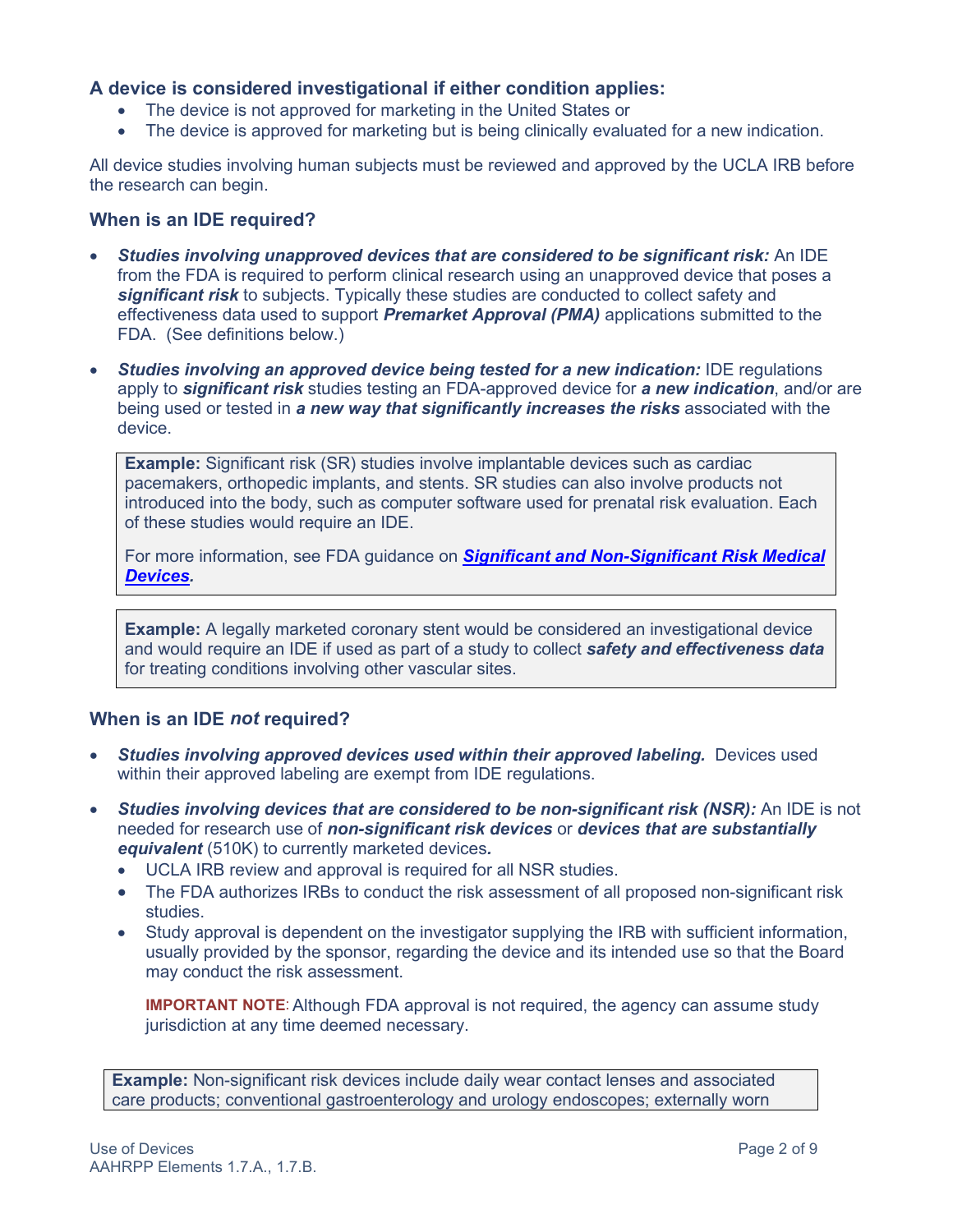### A device is considered investigational if either condition applies:

- The device is not approved for marketing in the United States or
- The device is approved for marketing but is being clinically evaluated for a new indication.

All device studies involving human subjects must be reviewed and approved by the UCLA IRB before the research can begin.

### When is an IDE required?

- ***Studies involving unapproved devices that are considered to be significant risk:*** An IDE from the FDA is required to perform clinical research using an unapproved device that poses a ***significant risk*** to subjects. Typically these studies are conducted to collect safety and effectiveness data used to support ***Premarket Approval (PMA)*** applications submitted to the FDA. (See definitions below.)
- ***Studies involving an approved device being tested for a new indication:*** IDE regulations apply to ***significant risk*** studies testing an FDA-approved device for ***a new indication***, and/or are being used or tested in ***a new way that significantly increases the risks*** associated with the device.

> **Example:** Significant risk (SR) studies involve implantable devices such as cardiac pacemakers, orthopedic implants, and stents. SR studies can also involve products not introduced into the body, such as computer software used for prenatal risk evaluation. Each of these studies would require an IDE.
>
> For more information, see FDA guidance on ***Significant and Non-Significant Risk Medical Devices***.

> **Example:** A legally marketed coronary stent would be considered an investigational device and would require an IDE if used as part of a study to collect ***safety and effectiveness data*** for treating conditions involving other vascular sites.

### When is an IDE *not* required?

- ***Studies involving approved devices used within their approved labeling.*** Devices used within their approved labeling are exempt from IDE regulations.
- ***Studies involving devices that are considered to be non-significant risk (NSR):*** An IDE is not needed for research use of ***non-significant risk devices*** or ***devices that are substantially equivalent*** (510K) to currently marketed devices***.***
  - UCLA IRB review and approval is required for all NSR studies.
  - The FDA authorizes IRBs to conduct the risk assessment of all proposed non-significant risk studies.
  - Study approval is dependent on the investigator supplying the IRB with sufficient information, usually provided by the sponsor, regarding the device and its intended use so that the Board may conduct the risk assessment.

  **IMPORTANT NOTE**: Although FDA approval is not required, the agency can assume study jurisdiction at any time deemed necessary.

> **Example:** Non-significant risk devices include daily wear contact lenses and associated care products; conventional gastroenterology and urology endoscopes; externally worn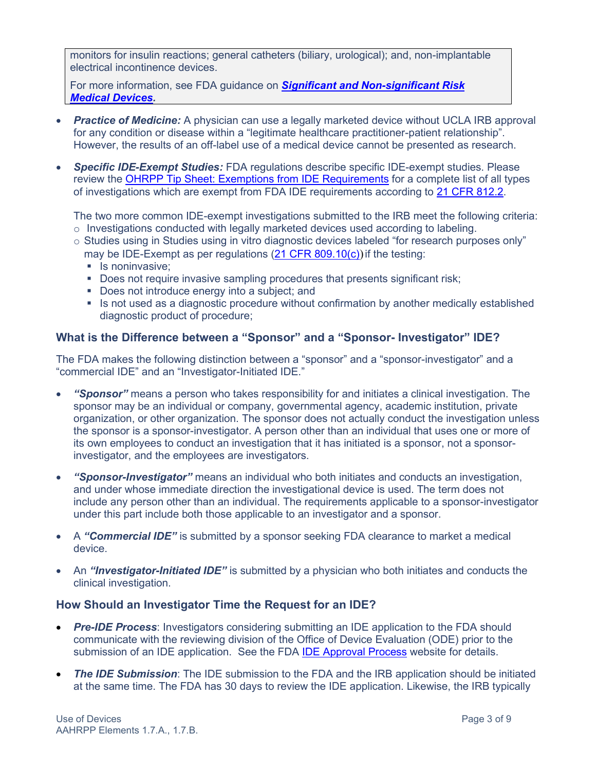monitors for insulin reactions; general catheters (biliary, urological); and, non-implantable electrical incontinence devices.

For more information, see FDA guidance on ***Significant and Non-significant Risk Medical Devices.***

- ***Practice of Medicine:*** A physician can use a legally marketed device without UCLA IRB approval for any condition or disease within a "legitimate healthcare practitioner-patient relationship". However, the results of an off-label use of a medical device cannot be presented as research.

- ***Specific IDE-Exempt Studies:*** FDA regulations describe specific IDE-exempt studies. Please review the OHRPP Tip Sheet: Exemptions from IDE Requirements for a complete list of all types of investigations which are exempt from FDA IDE requirements according to 21 CFR 812.2.

  The two more common IDE-exempt investigations submitted to the IRB meet the following criteria:
  - Investigations conducted with legally marketed devices used according to labeling.
  - Studies using in Studies using in vitro diagnostic devices labeled "for research purposes only" may be IDE-Exempt as per regulations (21 CFR 809.10(c)) if the testing:
    - Is noninvasive;
    - Does not require invasive sampling procedures that presents significant risk;
    - Does not introduce energy into a subject; and
    - Is not used as a diagnostic procedure without confirmation by another medically established diagnostic product of procedure;

### What is the Difference between a "Sponsor" and a "Sponsor- Investigator" IDE?

The FDA makes the following distinction between a "sponsor" and a "sponsor-investigator" and a "commercial IDE" and an "Investigator-Initiated IDE."

- ***"Sponsor"*** means a person who takes responsibility for and initiates a clinical investigation. The sponsor may be an individual or company, governmental agency, academic institution, private organization, or other organization. The sponsor does not actually conduct the investigation unless the sponsor is a sponsor-investigator. A person other than an individual that uses one or more of its own employees to conduct an investigation that it has initiated is a sponsor, not a sponsor-investigator, and the employees are investigators.

- ***"Sponsor-Investigator"*** means an individual who both initiates and conducts an investigation, and under whose immediate direction the investigational device is used. The term does not include any person other than an individual. The requirements applicable to a sponsor-investigator under this part include both those applicable to an investigator and a sponsor.

- A ***"Commercial IDE"*** is submitted by a sponsor seeking FDA clearance to market a medical device.

- An ***"Investigator-Initiated IDE"*** is submitted by a physician who both initiates and conducts the clinical investigation.

### How Should an Investigator Time the Request for an IDE?

- ***Pre-IDE Process***: Investigators considering submitting an IDE application to the FDA should communicate with the reviewing division of the Office of Device Evaluation (ODE) prior to the submission of an IDE application. See the FDA IDE Approval Process website for details.

- ***The IDE Submission***: The IDE submission to the FDA and the IRB application should be initiated at the same time. The FDA has 30 days to review the IDE application. Likewise, the IRB typically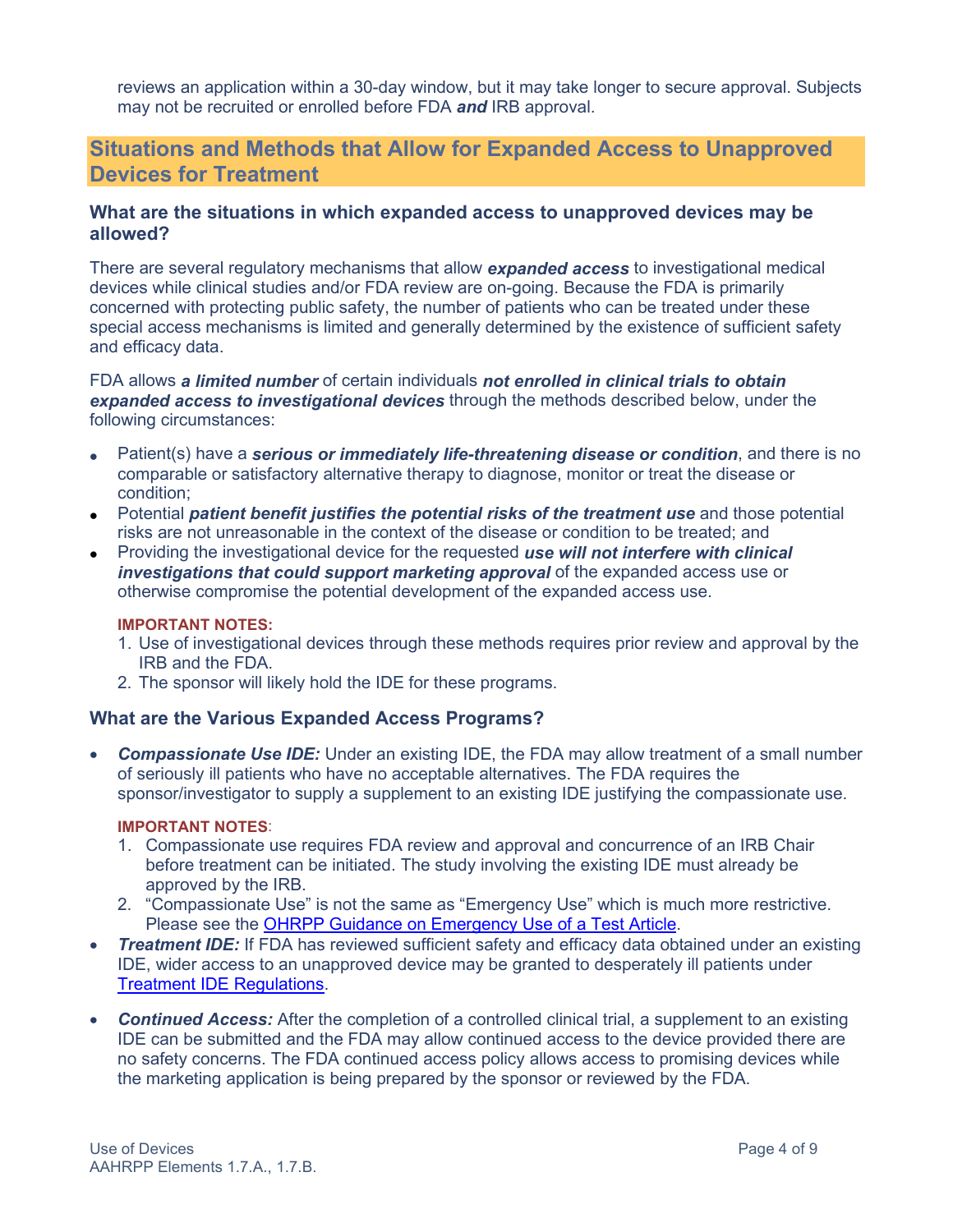reviews an application within a 30-day window, but it may take longer to secure approval. Subjects may not be recruited or enrolled before FDA ***and*** IRB approval.

## Situations and Methods that Allow for Expanded Access to Unapproved Devices for Treatment

### What are the situations in which expanded access to unapproved devices may be allowed?

There are several regulatory mechanisms that allow ***expanded access*** to investigational medical devices while clinical studies and/or FDA review are on-going. Because the FDA is primarily concerned with protecting public safety, the number of patients who can be treated under these special access mechanisms is limited and generally determined by the existence of sufficient safety and efficacy data.

FDA allows ***a limited number*** of certain individuals ***not enrolled in clinical trials to obtain expanded access to investigational devices*** through the methods described below, under the following circumstances:

- Patient(s) have a ***serious or immediately life-threatening disease or condition***, and there is no comparable or satisfactory alternative therapy to diagnose, monitor or treat the disease or condition;
- Potential ***patient benefit justifies the potential risks of the treatment use*** and those potential risks are not unreasonable in the context of the disease or condition to be treated; and
- Providing the investigational device for the requested ***use will not interfere with clinical investigations that could support marketing approval*** of the expanded access use or otherwise compromise the potential development of the expanded access use.

**IMPORTANT NOTES:**

1. Use of investigational devices through these methods requires prior review and approval by the IRB and the FDA.
2. The sponsor will likely hold the IDE for these programs.

### What are the Various Expanded Access Programs?

- ***Compassionate Use IDE:*** Under an existing IDE, the FDA may allow treatment of a small number of seriously ill patients who have no acceptable alternatives. The FDA requires the sponsor/investigator to supply a supplement to an existing IDE justifying the compassionate use.

  **IMPORTANT NOTES**:

  1. Compassionate use requires FDA review and approval and concurrence of an IRB Chair before treatment can be initiated. The study involving the existing IDE must already be approved by the IRB.
  2. "Compassionate Use" is not the same as "Emergency Use" which is much more restrictive. Please see the OHRPP Guidance on Emergency Use of a Test Article.

- ***Treatment IDE:*** If FDA has reviewed sufficient safety and efficacy data obtained under an existing IDE, wider access to an unapproved device may be granted to desperately ill patients under Treatment IDE Regulations.

- ***Continued Access:*** After the completion of a controlled clinical trial, a supplement to an existing IDE can be submitted and the FDA may allow continued access to the device provided there are no safety concerns. The FDA continued access policy allows access to promising devices while the marketing application is being prepared by the sponsor or reviewed by the FDA.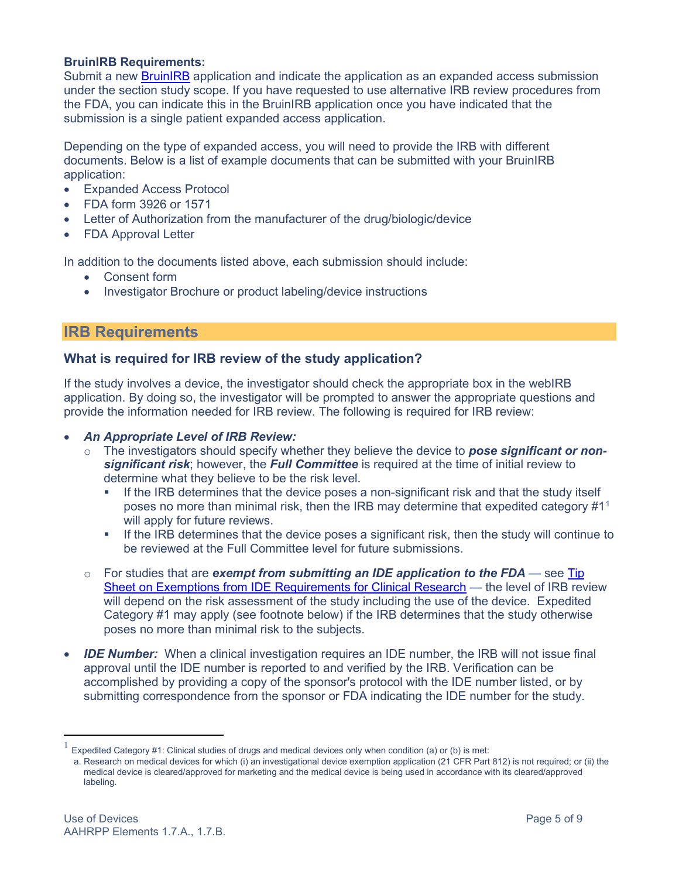**BruinIRB Requirements:**
Submit a new BruinIRB application and indicate the application as an expanded access submission under the section study scope. If you have requested to use alternative IRB review procedures from the FDA, you can indicate this in the BruinIRB application once you have indicated that the submission is a single patient expanded access application.

Depending on the type of expanded access, you will need to provide the IRB with different documents. Below is a list of example documents that can be submitted with your BruinIRB application:

- Expanded Access Protocol
- FDA form 3926 or 1571
- Letter of Authorization from the manufacturer of the drug/biologic/device
- FDA Approval Letter

In addition to the documents listed above, each submission should include:

- Consent form
- Investigator Brochure or product labeling/device instructions

## IRB Requirements

### What is required for IRB review of the study application?

If the study involves a device, the investigator should check the appropriate box in the webIRB application. By doing so, the investigator will be prompted to answer the appropriate questions and provide the information needed for IRB review. The following is required for IRB review:

- ***An Appropriate Level of IRB Review:***
  - The investigators should specify whether they believe the device to ***pose significant or non-significant risk***; however, the ***Full Committee*** is required at the time of initial review to determine what they believe to be the risk level.
    - If the IRB determines that the device poses a non-significant risk and that the study itself poses no more than minimal risk, then the IRB may determine that expedited category #1[1] will apply for future reviews.
    - If the IRB determines that the device poses a significant risk, then the study will continue to be reviewed at the Full Committee level for future submissions.
  - For studies that are ***exempt from submitting an IDE application to the FDA*** — see Tip Sheet on Exemptions from IDE Requirements for Clinical Research — the level of IRB review will depend on the risk assessment of the study including the use of the device. Expedited Category #1 may apply (see footnote below) if the IRB determines that the study otherwise poses no more than minimal risk to the subjects.
- ***IDE Number:*** When a clinical investigation requires an IDE number, the IRB will not issue final approval until the IDE number is reported to and verified by the IRB. Verification can be accomplished by providing a copy of the sponsor's protocol with the IDE number listed, or by submitting correspondence from the sponsor or FDA indicating the IDE number for the study.

---

[1] Expedited Category #1: Clinical studies of drugs and medical devices only when condition (a) or (b) is met:
a. Research on medical devices for which (i) an investigational device exemption application (21 CFR Part 812) is not required; or (ii) the medical device is cleared/approved for marketing and the medical device is being used in accordance with its cleared/approved labeling.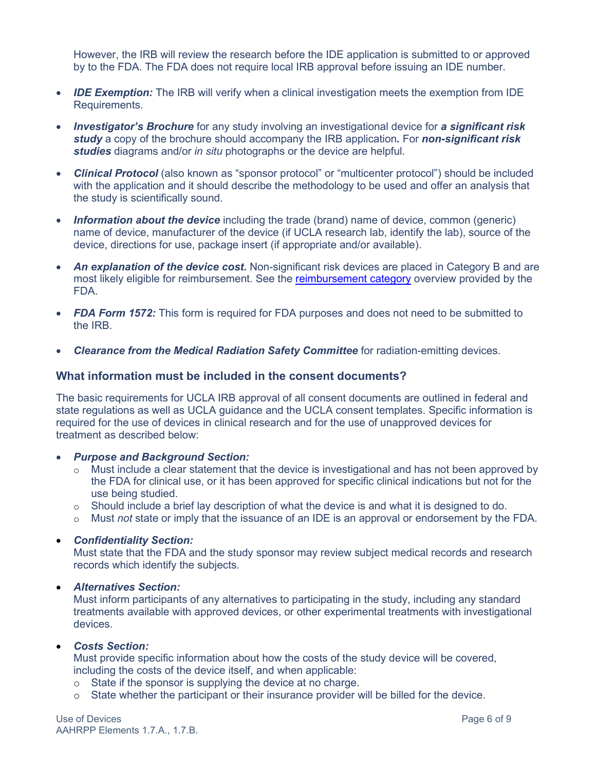However, the IRB will review the research before the IDE application is submitted to or approved by to the FDA. The FDA does not require local IRB approval before issuing an IDE number.

- ***IDE Exemption:*** The IRB will verify when a clinical investigation meets the exemption from IDE Requirements.
- ***Investigator's Brochure*** for any study involving an investigational device for ***a significant risk study*** a copy of the brochure should accompany the IRB application***.*** For ***non-significant risk studies*** diagrams and/or *in situ* photographs or the device are helpful.
- ***Clinical Protocol*** (also known as "sponsor protocol" or "multicenter protocol") should be included with the application and it should describe the methodology to be used and offer an analysis that the study is scientifically sound.
- ***Information about the device*** including the trade (brand) name of device, common (generic) name of device, manufacturer of the device (if UCLA research lab, identify the lab), source of the device, directions for use, package insert (if appropriate and/or available).
- ***An explanation of the device cost.*** Non-significant risk devices are placed in Category B and are most likely eligible for reimbursement. See the reimbursement category overview provided by the FDA.
- ***FDA Form 1572:*** This form is required for FDA purposes and does not need to be submitted to the IRB.
- ***Clearance from the Medical Radiation Safety Committee*** for radiation-emitting devices.

### What information must be included in the consent documents?

The basic requirements for UCLA IRB approval of all consent documents are outlined in federal and state regulations as well as UCLA guidance and the UCLA consent templates. Specific information is required for the use of devices in clinical research and for the use of unapproved devices for treatment as described below:

- ***Purpose and Background Section:***
  - Must include a clear statement that the device is investigational and has not been approved by the FDA for clinical use, or it has been approved for specific clinical indications but not for the use being studied.
  - Should include a brief lay description of what the device is and what it is designed to do.
  - Must *not* state or imply that the issuance of an IDE is an approval or endorsement by the FDA.
- ***Confidentiality Section:***
  Must state that the FDA and the study sponsor may review subject medical records and research records which identify the subjects.
- ***Alternatives Section:***
  Must inform participants of any alternatives to participating in the study, including any standard treatments available with approved devices, or other experimental treatments with investigational devices.
- ***Costs Section:***
  Must provide specific information about how the costs of the study device will be covered, including the costs of the device itself, and when applicable:
  - State if the sponsor is supplying the device at no charge.
  - State whether the participant or their insurance provider will be billed for the device.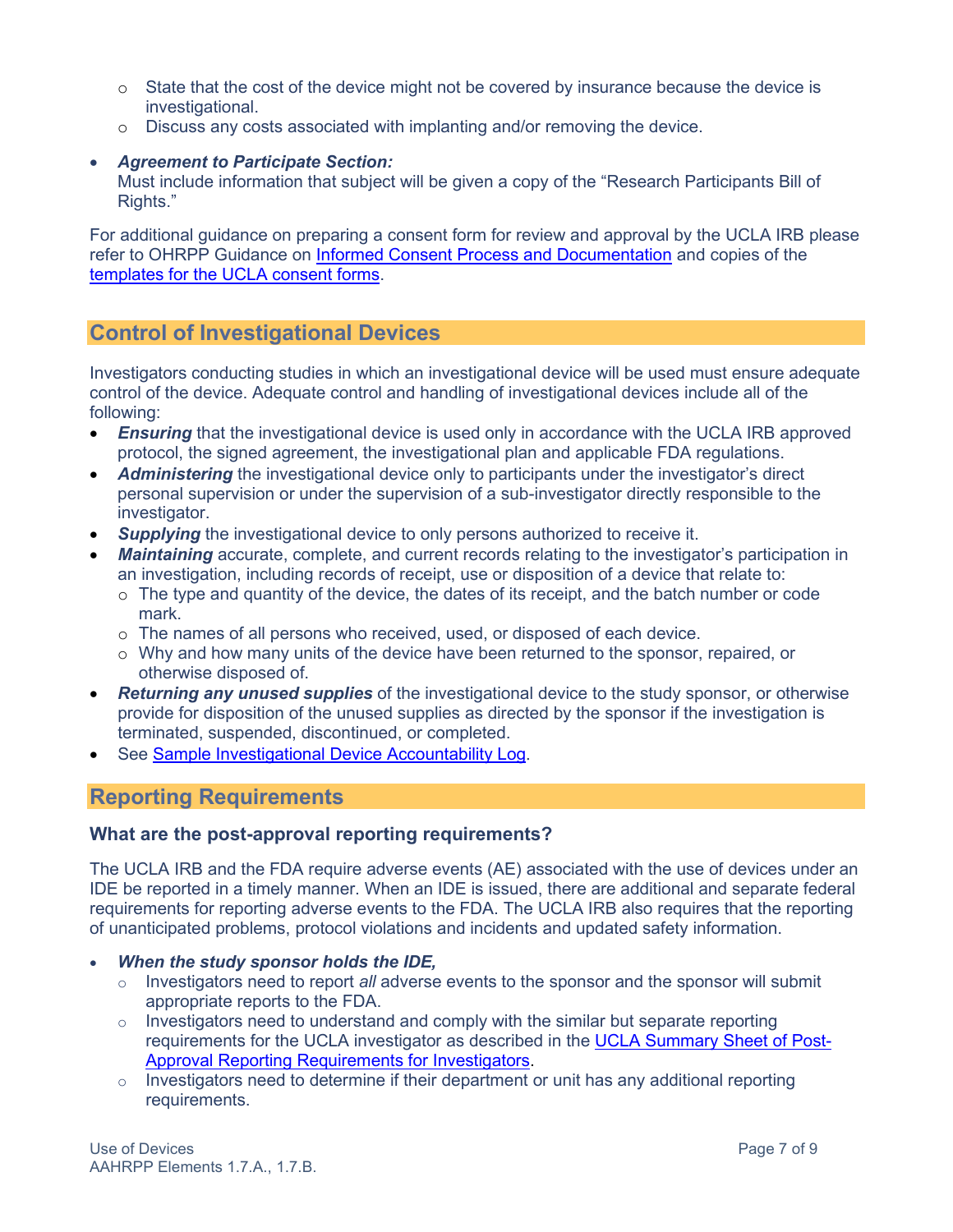- State that the cost of the device might not be covered by insurance because the device is investigational.
  - Discuss any costs associated with implanting and/or removing the device.

- ***Agreement to Participate Section:***
  Must include information that subject will be given a copy of the "Research Participants Bill of Rights."

For additional guidance on preparing a consent form for review and approval by the UCLA IRB please refer to OHRPP Guidance on [Informed Consent Process and Documentation]() and copies of the [templates for the UCLA consent forms]().

## Control of Investigational Devices

Investigators conducting studies in which an investigational device will be used must ensure adequate control of the device. Adequate control and handling of investigational devices include all of the following:

- ***Ensuring*** that the investigational device is used only in accordance with the UCLA IRB approved protocol, the signed agreement, the investigational plan and applicable FDA regulations.
- ***Administering*** the investigational device only to participants under the investigator's direct personal supervision or under the supervision of a sub-investigator directly responsible to the investigator.
- ***Supplying*** the investigational device to only persons authorized to receive it.
- ***Maintaining*** accurate, complete, and current records relating to the investigator's participation in an investigation, including records of receipt, use or disposition of a device that relate to:
  - The type and quantity of the device, the dates of its receipt, and the batch number or code mark.
  - The names of all persons who received, used, or disposed of each device.
  - Why and how many units of the device have been returned to the sponsor, repaired, or otherwise disposed of.
- ***Returning any unused supplies*** of the investigational device to the study sponsor, or otherwise provide for disposition of the unused supplies as directed by the sponsor if the investigation is terminated, suspended, discontinued, or completed.
- See [Sample Investigational Device Accountability Log]().

## Reporting Requirements

### What are the post-approval reporting requirements?

The UCLA IRB and the FDA require adverse events (AE) associated with the use of devices under an IDE be reported in a timely manner. When an IDE is issued, there are additional and separate federal requirements for reporting adverse events to the FDA. The UCLA IRB also requires that the reporting of unanticipated problems, protocol violations and incidents and updated safety information.

- ***When the study sponsor holds the IDE,***
  - Investigators need to report *all* adverse events to the sponsor and the sponsor will submit appropriate reports to the FDA.
  - Investigators need to understand and comply with the similar but separate reporting requirements for the UCLA investigator as described in the [UCLA Summary Sheet of Post-Approval Reporting Requirements for Investigators]().
  - Investigators need to determine if their department or unit has any additional reporting requirements.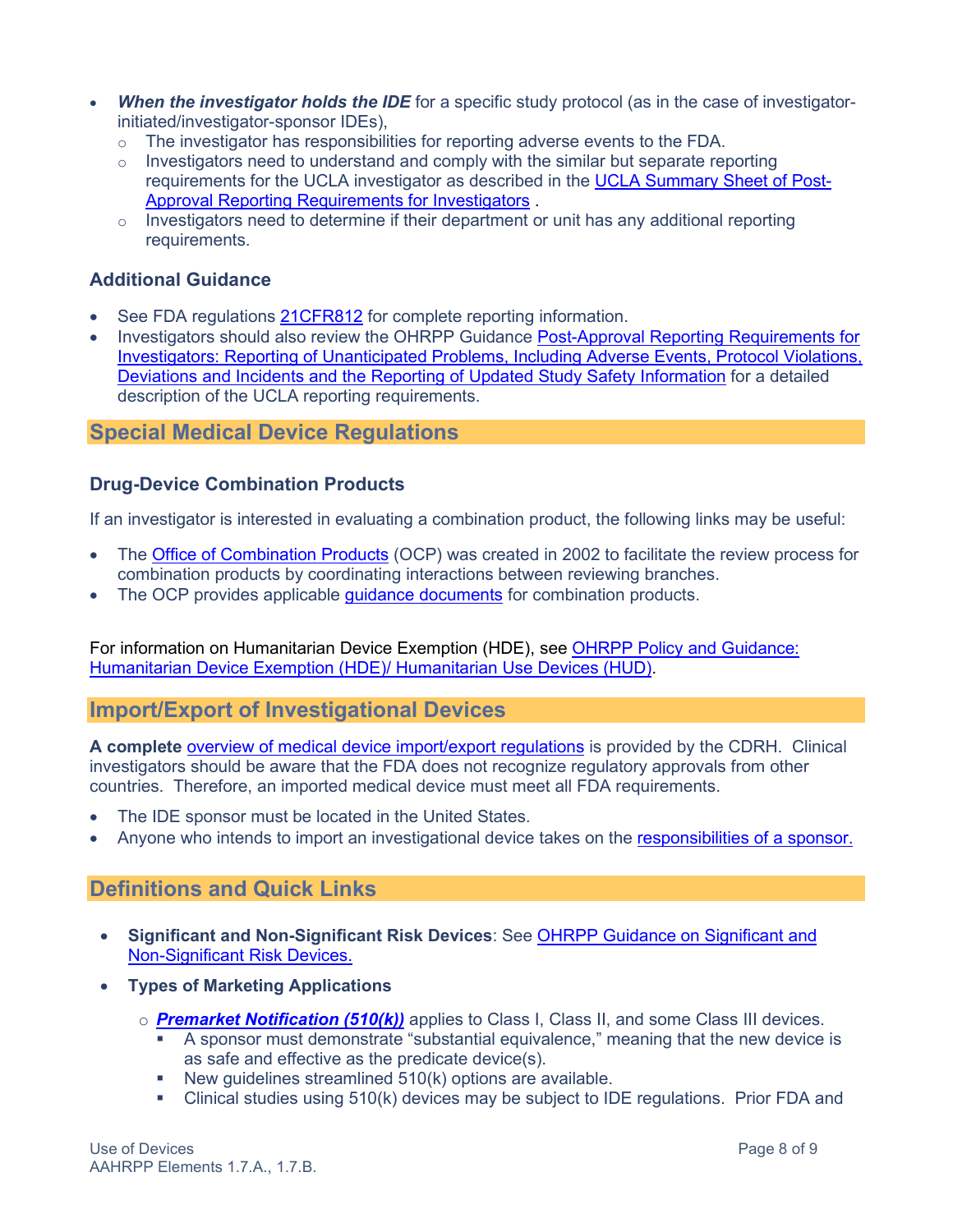- ***When the investigator holds the IDE*** for a specific study protocol (as in the case of investigator-initiated/investigator-sponsor IDEs),
  - The investigator has responsibilities for reporting adverse events to the FDA.
  - Investigators need to understand and comply with the similar but separate reporting requirements for the UCLA investigator as described in the UCLA Summary Sheet of Post-Approval Reporting Requirements for Investigators .
  - Investigators need to determine if their department or unit has any additional reporting requirements.

### Additional Guidance

- See FDA regulations 21CFR812 for complete reporting information.
- Investigators should also review the OHRPP Guidance Post-Approval Reporting Requirements for Investigators: Reporting of Unanticipated Problems, Including Adverse Events, Protocol Violations, Deviations and Incidents and the Reporting of Updated Study Safety Information for a detailed description of the UCLA reporting requirements.

## Special Medical Device Regulations

### Drug-Device Combination Products

If an investigator is interested in evaluating a combination product, the following links may be useful:

- The Office of Combination Products (OCP) was created in 2002 to facilitate the review process for combination products by coordinating interactions between reviewing branches.
- The OCP provides applicable guidance documents for combination products.

For information on Humanitarian Device Exemption (HDE), see OHRPP Policy and Guidance: Humanitarian Device Exemption (HDE)/ Humanitarian Use Devices (HUD).

## Import/Export of Investigational Devices

**A complete** overview of medical device import/export regulations is provided by the CDRH. Clinical investigators should be aware that the FDA does not recognize regulatory approvals from other countries. Therefore, an imported medical device must meet all FDA requirements.

- The IDE sponsor must be located in the United States.
- Anyone who intends to import an investigational device takes on the responsibilities of a sponsor.

## Definitions and Quick Links

- **Significant and Non-Significant Risk Devices**: See OHRPP Guidance on Significant and Non-Significant Risk Devices.
- **Types of Marketing Applications**
  - ***Premarket Notification (510(k))*** applies to Class I, Class II, and some Class III devices.
    - A sponsor must demonstrate "substantial equivalence," meaning that the new device is as safe and effective as the predicate device(s).
    - New guidelines streamlined 510(k) options are available.
    - Clinical studies using 510(k) devices may be subject to IDE regulations. Prior FDA and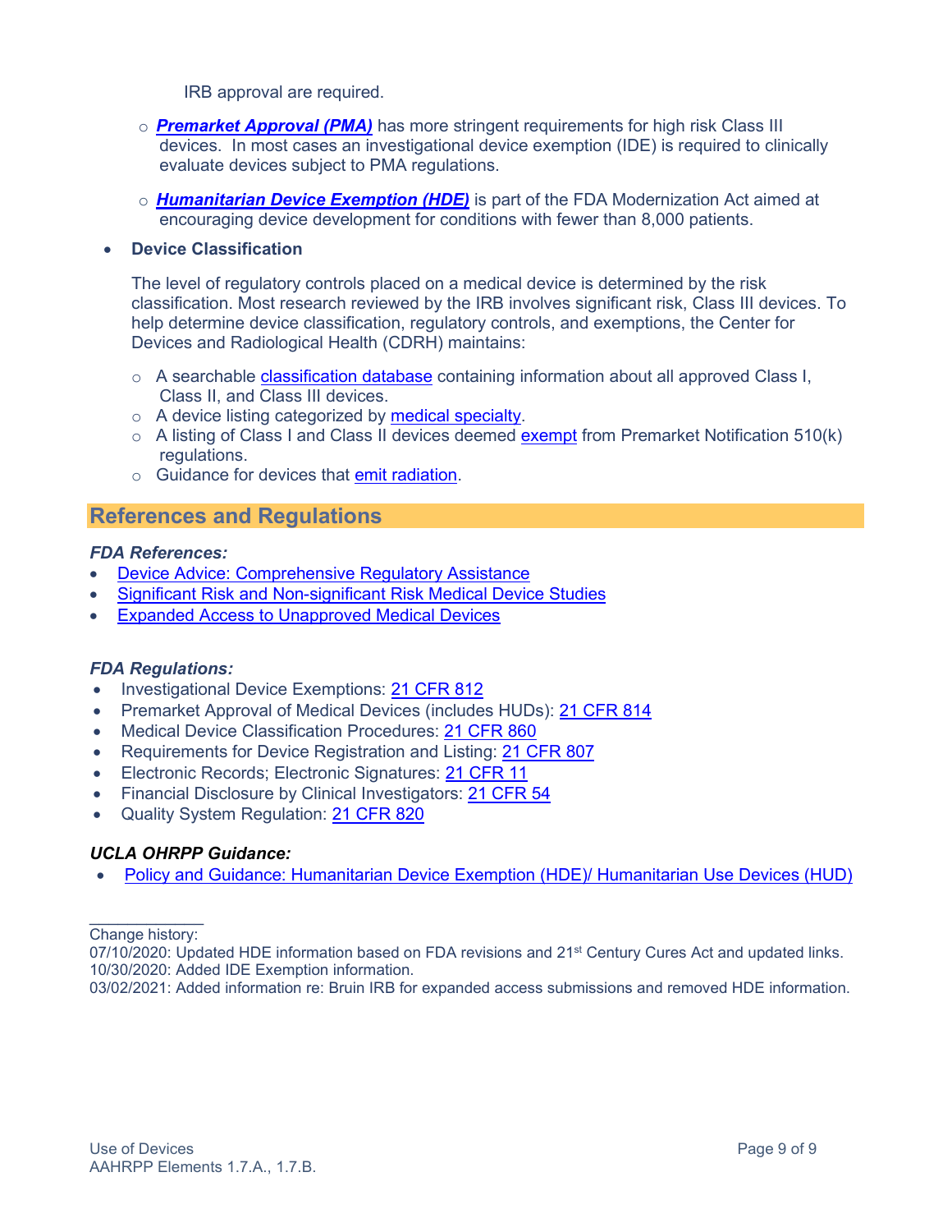IRB approval are required.

  - ***Premarket Approval (PMA)*** has more stringent requirements for high risk Class III devices. In most cases an investigational device exemption (IDE) is required to clinically evaluate devices subject to PMA regulations.

  - ***Humanitarian Device Exemption (HDE)*** is part of the FDA Modernization Act aimed at encouraging device development for conditions with fewer than 8,000 patients.

- **Device Classification**

  The level of regulatory controls placed on a medical device is determined by the risk classification. Most research reviewed by the IRB involves significant risk, Class III devices. To help determine device classification, regulatory controls, and exemptions, the Center for Devices and Radiological Health (CDRH) maintains:

  - A searchable classification database containing information about all approved Class I, Class II, and Class III devices.
  - A device listing categorized by medical specialty.
  - A listing of Class I and Class II devices deemed exempt from Premarket Notification 510(k) regulations.
  - Guidance for devices that emit radiation.

## References and Regulations

***FDA References:***

- Device Advice: Comprehensive Regulatory Assistance
- Significant Risk and Non-significant Risk Medical Device Studies
- Expanded Access to Unapproved Medical Devices

***FDA Regulations:***

- Investigational Device Exemptions: 21 CFR 812
- Premarket Approval of Medical Devices (includes HUDs): 21 CFR 814
- Medical Device Classification Procedures: 21 CFR 860
- Requirements for Device Registration and Listing: 21 CFR 807
- Electronic Records; Electronic Signatures: 21 CFR 11
- Financial Disclosure by Clinical Investigators: 21 CFR 54
- Quality System Regulation: 21 CFR 820

***UCLA OHRPP Guidance:***

- Policy and Guidance: Humanitarian Device Exemption (HDE)/ Humanitarian Use Devices (HUD)

_____________

Change history:

07/10/2020: Updated HDE information based on FDA revisions and 21st Century Cures Act and updated links.
10/30/2020: Added IDE Exemption information.
03/02/2021: Added information re: Bruin IRB for expanded access submissions and removed HDE information.

Use of Devices
AAHRPP Elements 1.7.A., 1.7.B.